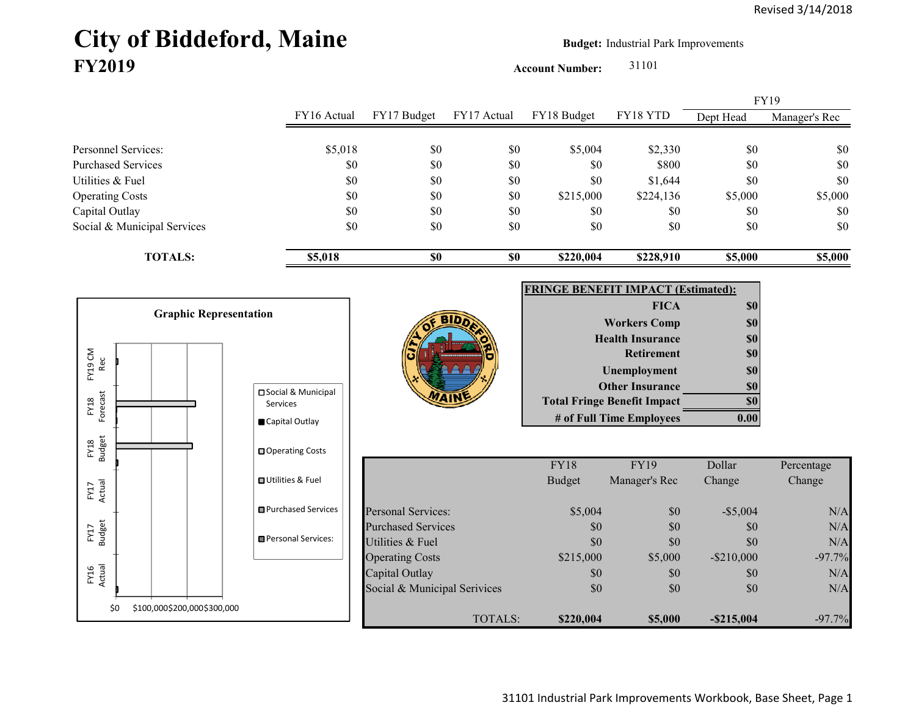Revised 3/14/2018

# City of Biddeford, Maine
## FY2019

**Budget:** Industrial Park Improvements

**Account Number:** 31101

| | FY16 Actual | FY17 Budget | FY17 Actual | FY18 Budget | FY18 YTD | FY19 Dept Head | FY19 Manager's Rec |
|---|---|---|---|---|---|---|---|
| Personnel Services: | $5,018 | $0 | $0 | $5,004 | $2,330 | $0 | $0 |
| Purchased Services | $0 | $0 | $0 | $0 | $800 | $0 | $0 |
| Utilities & Fuel | $0 | $0 | $0 | $0 | $1,644 | $0 | $0 |
| Operating Costs | $0 | $0 | $0 | $215,000 | $224,136 | $5,000 | $5,000 |
| Capital Outlay | $0 | $0 | $0 | $0 | $0 | $0 | $0 |
| Social & Municipal Services | $0 | $0 | $0 | $0 | $0 | $0 | $0 |
| **TOTALS:** | **$5,018** | **$0** | **$0** | **$220,004** | **$228,910** | **$5,000** | **$5,000** |

**Graphic Representation**

FY19 CM Rec
FY18 Forecast
FY18 Budget
FY17 Actual
FY17 Budget
FY16 Actual

$0 $100,000 $200,000 $300,000

Social & Municipal Services
Capital Outlay
Operating Costs
Utilities & Fuel
Purchased Services
Personal Services:

| **FRINGE BENEFIT IMPACT (Estimated):** | |
|---|---|
| **FICA** | **$0** |
| **Workers Comp** | **$0** |
| **Health Insurance** | **$0** |
| **Retirement** | **$0** |
| **Unemployment** | **$0** |
| **Other Insurance** | **$0** |
| **Total Fringe Benefit Impact** | **$0** |
| **# of Full Time Employees** | **0.00** |

| | FY18 Budget | FY19 Manager's Rec | Dollar Change | Percentage Change |
|---|---|---|---|---|
| Personal Services: | $5,004 | $0 | -$5,004 | N/A |
| Purchased Services | $0 | $0 | $0 | N/A |
| Utilities & Fuel | $0 | $0 | $0 | N/A |
| Operating Costs | $215,000 | $5,000 | -$210,000 | -97.7% |
| Capital Outlay | $0 | $0 | $0 | N/A |
| Social & Municipal Services | $0 | $0 | $0 | N/A |
| TOTALS: | **$220,004** | **$5,000** | **-$215,004** | -97.7% |

31101 Industrial Park Improvements Workbook, Base Sheet, Page 1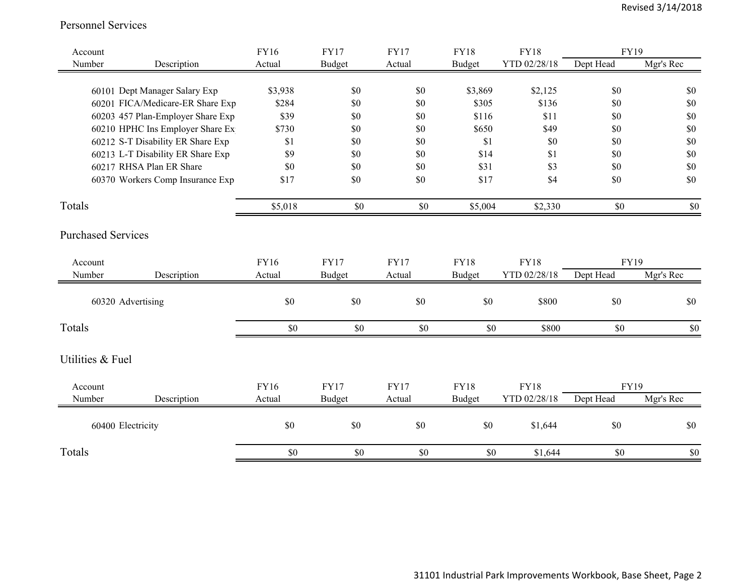Revised 3/14/2018

## Personnel Services

| Account Number | Description | FY16 Actual | FY17 Budget | FY17 Actual | FY18 Budget | FY18 YTD 02/28/18 | FY19 Dept Head | FY19 Mgr's Rec |
|---|---|---|---|---|---|---|---|---|
| 60101 | Dept Manager Salary Exp | $3,938 | $0 | $0 | $3,869 | $2,125 | $0 | $0 |
| 60201 | FICA/Medicare-ER Share Exp | $284 | $0 | $0 | $305 | $136 | $0 | $0 |
| 60203 | 457 Plan-Employer Share Exp | $39 | $0 | $0 | $116 | $11 | $0 | $0 |
| 60210 | HPHC Ins Employer Share Ex | $730 | $0 | $0 | $650 | $49 | $0 | $0 |
| 60212 | S-T Disability ER Share Exp | $1 | $0 | $0 | $1 | $0 | $0 | $0 |
| 60213 | L-T Disability ER Share Exp | $9 | $0 | $0 | $14 | $1 | $0 | $0 |
| 60217 | RHSA Plan ER Share | $0 | $0 | $0 | $31 | $3 | $0 | $0 |
| 60370 | Workers Comp Insurance Exp | $17 | $0 | $0 | $17 | $4 | $0 | $0 |
| Totals | | $5,018 | $0 | $0 | $5,004 | $2,330 | $0 | $0 |

## Purchased Services

| Account Number | Description | FY16 Actual | FY17 Budget | FY17 Actual | FY18 Budget | FY18 YTD 02/28/18 | FY19 Dept Head | FY19 Mgr's Rec |
|---|---|---|---|---|---|---|---|---|
| 60320 | Advertising | $0 | $0 | $0 | $0 | $800 | $0 | $0 |
| Totals | | $0 | $0 | $0 | $0 | $800 | $0 | $0 |

## Utilities & Fuel

| Account Number | Description | FY16 Actual | FY17 Budget | FY17 Actual | FY18 Budget | FY18 YTD 02/28/18 | FY19 Dept Head | FY19 Mgr's Rec |
|---|---|---|---|---|---|---|---|---|
| 60400 | Electricity | $0 | $0 | $0 | $0 | $1,644 | $0 | $0 |
| Totals | | $0 | $0 | $0 | $0 | $1,644 | $0 | $0 |

31101 Industrial Park Improvements Workbook, Base Sheet, Page 2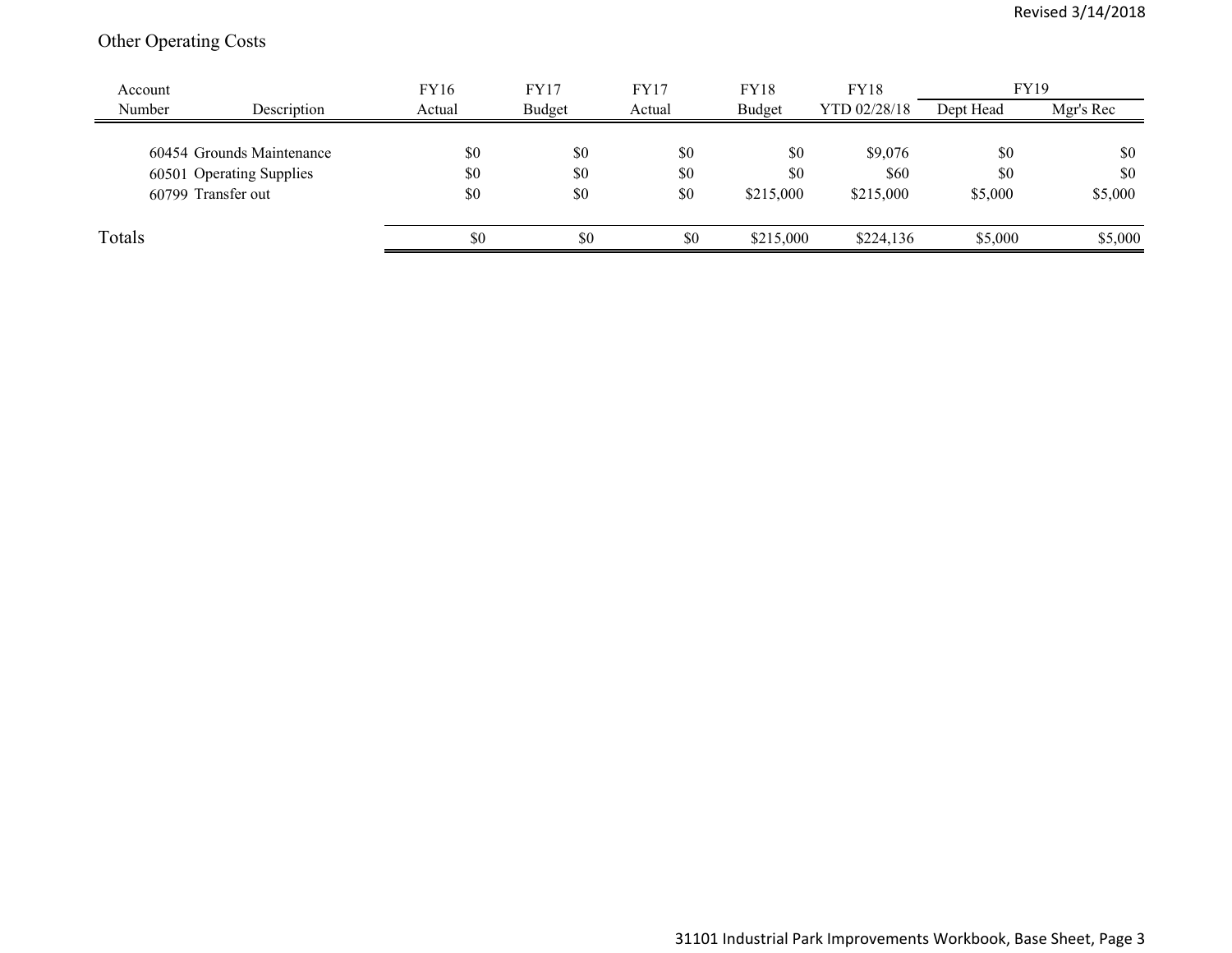Revised 3/14/2018

# Other Operating Costs

| Account Number | Description | FY16 Actual | FY17 Budget | FY17 Actual | FY18 Budget | FY18 YTD 02/28/18 | FY19 Dept Head | FY19 Mgr's Rec |
|---|---|---|---|---|---|---|---|---|
| 60454 | Grounds Maintenance | $0 | $0 | $0 | $0 | $9,076 | $0 | $0 |
| 60501 | Operating Supplies | $0 | $0 | $0 | $0 | $60 | $0 | $0 |
| 60799 | Transfer out | $0 | $0 | $0 | $215,000 | $215,000 | $5,000 | $5,000 |
| Totals | | $0 | $0 | $0 | $215,000 | $224,136 | $5,000 | $5,000 |

31101 Industrial Park Improvements Workbook, Base Sheet, Page 3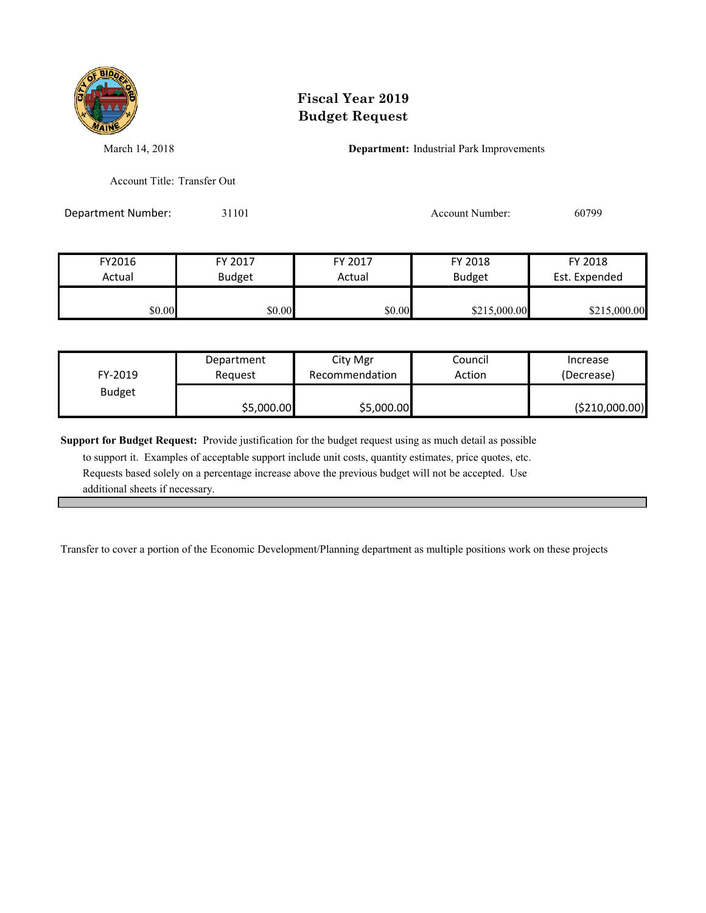# Fiscal Year 2019
# Budget Request

March 14, 2018

**Department:** Industrial Park Improvements

Account Title: Transfer Out

Department Number: 31101

Account Number: 60799

| FY2016 Actual | FY 2017 Budget | FY 2017 Actual | FY 2018 Budget | FY 2018 Est. Expended |
|---|---|---|---|---|
| $0.00 | $0.00 | $0.00 | $215,000.00 | $215,000.00 |

| FY-2019 Budget | Department Request | City Mgr Recommendation | Council Action | Increase (Decrease) |
|---|---|---|---|---|
| | $5,000.00 | $5,000.00 | | ($210,000.00) |

**Support for Budget Request:** Provide justification for the budget request using as much detail as possible to support it. Examples of acceptable support include unit costs, quantity estimates, price quotes, etc. Requests based solely on a percentage increase above the previous budget will not be accepted. Use additional sheets if necessary.

Transfer to cover a portion of the Economic Development/Planning department as multiple positions work on these projects